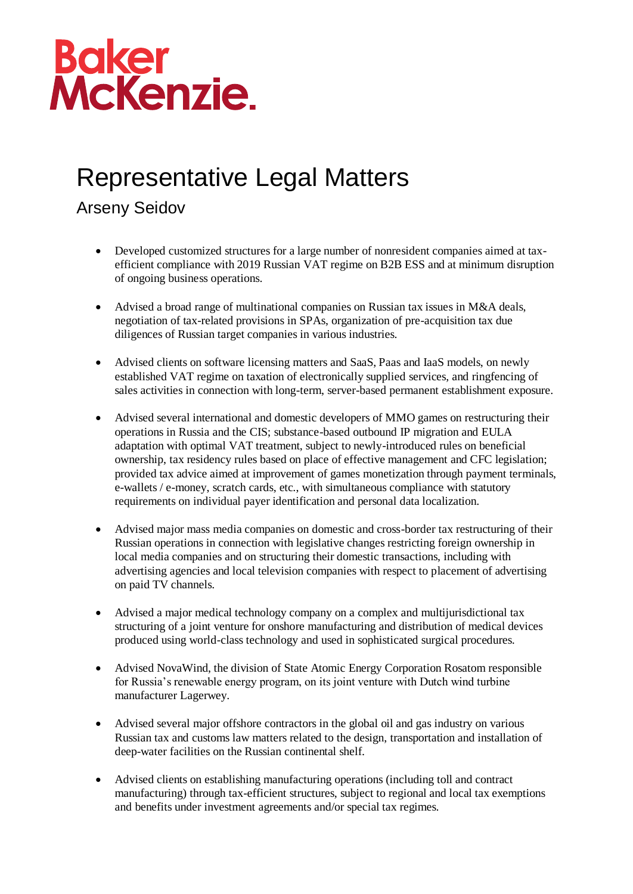Baker McKenzie.

# Representative Legal Matters

## Arseny Seidov

- Developed customized structures for a large number of nonresident companies aimed at tax-efficient compliance with 2019 Russian VAT regime on B2B ESS and at minimum disruption of ongoing business operations.

- Advised a broad range of multinational companies on Russian tax issues in M&A deals, negotiation of tax-related provisions in SPAs, organization of pre-acquisition tax due diligences of Russian target companies in various industries.

- Advised clients on software licensing matters and SaaS, Paas and IaaS models, on newly established VAT regime on taxation of electronically supplied services, and ringfencing of sales activities in connection with long-term, server-based permanent establishment exposure.

- Advised several international and domestic developers of MMO games on restructuring their operations in Russia and the CIS; substance-based outbound IP migration and EULA adaptation with optimal VAT treatment, subject to newly-introduced rules on beneficial ownership, tax residency rules based on place of effective management and CFC legislation; provided tax advice aimed at improvement of games monetization through payment terminals, e-wallets / e-money, scratch cards, etc., with simultaneous compliance with statutory requirements on individual payer identification and personal data localization.

- Advised major mass media companies on domestic and cross-border tax restructuring of their Russian operations in connection with legislative changes restricting foreign ownership in local media companies and on structuring their domestic transactions, including with advertising agencies and local television companies with respect to placement of advertising on paid TV channels.

- Advised a major medical technology company on a complex and multijurisdictional tax structuring of a joint venture for onshore manufacturing and distribution of medical devices produced using world-class technology and used in sophisticated surgical procedures.

- Advised NovaWind, the division of State Atomic Energy Corporation Rosatom responsible for Russia's renewable energy program, on its joint venture with Dutch wind turbine manufacturer Lagerwey.

- Advised several major offshore contractors in the global oil and gas industry on various Russian tax and customs law matters related to the design, transportation and installation of deep-water facilities on the Russian continental shelf.

- Advised clients on establishing manufacturing operations (including toll and contract manufacturing) through tax-efficient structures, subject to regional and local tax exemptions and benefits under investment agreements and/or special tax regimes.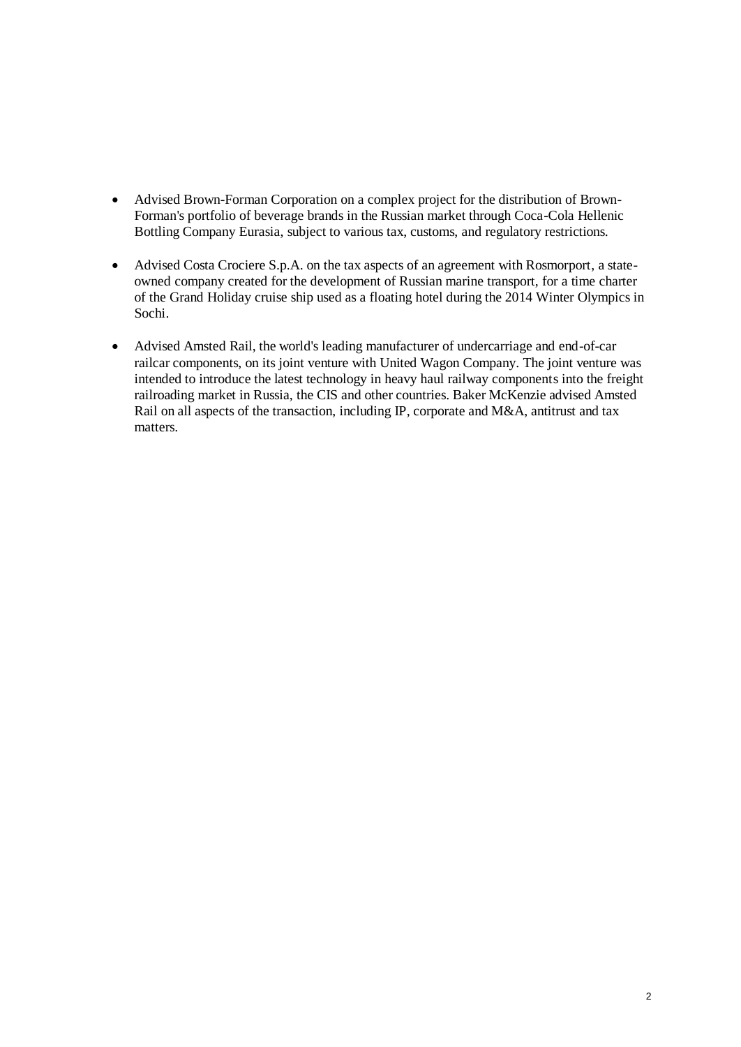- Advised Brown-Forman Corporation on a complex project for the distribution of Brown-Forman's portfolio of beverage brands in the Russian market through Coca-Cola Hellenic Bottling Company Eurasia, subject to various tax, customs, and regulatory restrictions.

- Advised Costa Crociere S.p.A. on the tax aspects of an agreement with Rosmorport, a state-owned company created for the development of Russian marine transport, for a time charter of the Grand Holiday cruise ship used as a floating hotel during the 2014 Winter Olympics in Sochi.

- Advised Amsted Rail, the world's leading manufacturer of undercarriage and end-of-car railcar components, on its joint venture with United Wagon Company. The joint venture was intended to introduce the latest technology in heavy haul railway components into the freight railroading market in Russia, the CIS and other countries. Baker McKenzie advised Amsted Rail on all aspects of the transaction, including IP, corporate and M&A, antitrust and tax matters.